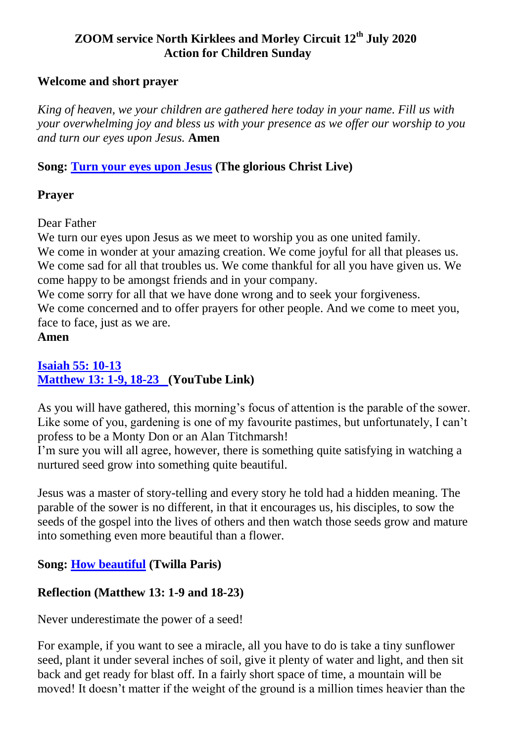# ZOOM service North Kirklees and Morley Circuit 12th July 2020
## Action for Children Sunday

**Welcome and short prayer**

*King of heaven, we your children are gathered here today in your name. Fill us with your overwhelming joy and bless us with your presence as we offer our worship to you and turn our eyes upon Jesus.* **Amen**

**Song: Turn your eyes upon Jesus (The glorious Christ Live)**

**Prayer**

Dear Father
We turn our eyes upon Jesus as we meet to worship you as one united family.
We come in wonder at your amazing creation. We come joyful for all that pleases us. We come sad for all that troubles us. We come thankful for all you have given us. We come happy to be amongst friends and in your company.
We come sorry for all that we have done wrong and to seek your forgiveness.
We come concerned and to offer prayers for other people. And we come to meet you, face to face, just as we are.
**Amen**

**Isaiah 55: 10-13**
**Matthew 13: 1-9, 18-23 (YouTube Link)**

As you will have gathered, this morning's focus of attention is the parable of the sower. Like some of you, gardening is one of my favourite pastimes, but unfortunately, I can't profess to be a Monty Don or an Alan Titchmarsh!
I'm sure you will all agree, however, there is something quite satisfying in watching a nurtured seed grow into something quite beautiful.

Jesus was a master of story-telling and every story he told had a hidden meaning. The parable of the sower is no different, in that it encourages us, his disciples, to sow the seeds of the gospel into the lives of others and then watch those seeds grow and mature into something even more beautiful than a flower.

**Song: How beautiful (Twilla Paris)**

**Reflection (Matthew 13: 1-9 and 18-23)**

Never underestimate the power of a seed!

For example, if you want to see a miracle, all you have to do is take a tiny sunflower seed, plant it under several inches of soil, give it plenty of water and light, and then sit back and get ready for blast off. In a fairly short space of time, a mountain will be moved! It doesn't matter if the weight of the ground is a million times heavier than the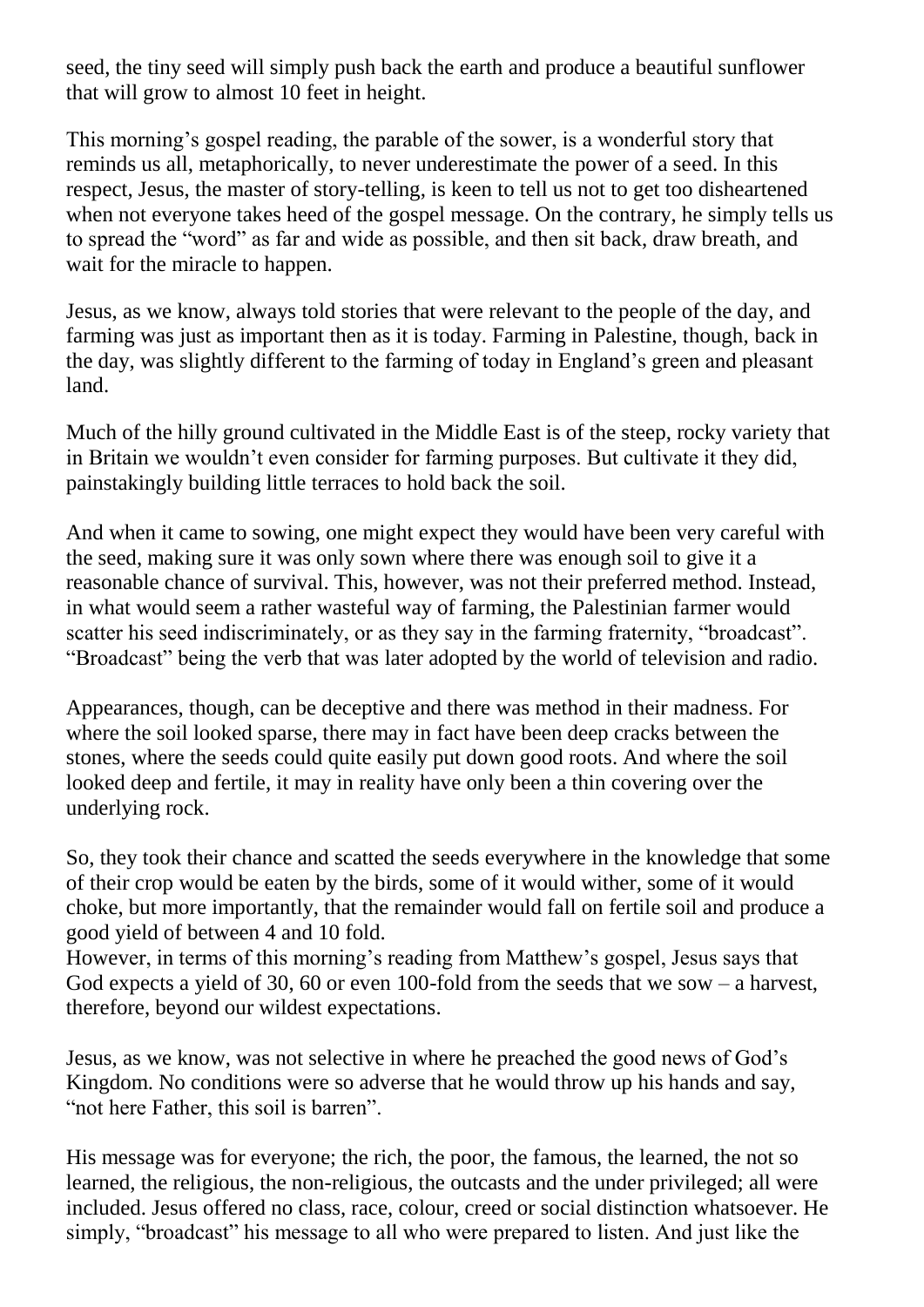seed, the tiny seed will simply push back the earth and produce a beautiful sunflower that will grow to almost 10 feet in height.

This morning's gospel reading, the parable of the sower, is a wonderful story that reminds us all, metaphorically, to never underestimate the power of a seed. In this respect, Jesus, the master of story-telling, is keen to tell us not to get too disheartened when not everyone takes heed of the gospel message. On the contrary, he simply tells us to spread the "word" as far and wide as possible, and then sit back, draw breath, and wait for the miracle to happen.

Jesus, as we know, always told stories that were relevant to the people of the day, and farming was just as important then as it is today. Farming in Palestine, though, back in the day, was slightly different to the farming of today in England's green and pleasant land.

Much of the hilly ground cultivated in the Middle East is of the steep, rocky variety that in Britain we wouldn't even consider for farming purposes. But cultivate it they did, painstakingly building little terraces to hold back the soil.

And when it came to sowing, one might expect they would have been very careful with the seed, making sure it was only sown where there was enough soil to give it a reasonable chance of survival. This, however, was not their preferred method. Instead, in what would seem a rather wasteful way of farming, the Palestinian farmer would scatter his seed indiscriminately, or as they say in the farming fraternity, "broadcast". "Broadcast" being the verb that was later adopted by the world of television and radio.

Appearances, though, can be deceptive and there was method in their madness. For where the soil looked sparse, there may in fact have been deep cracks between the stones, where the seeds could quite easily put down good roots. And where the soil looked deep and fertile, it may in reality have only been a thin covering over the underlying rock.

So, they took their chance and scatted the seeds everywhere in the knowledge that some of their crop would be eaten by the birds, some of it would wither, some of it would choke, but more importantly, that the remainder would fall on fertile soil and produce a good yield of between 4 and 10 fold.
However, in terms of this morning's reading from Matthew's gospel, Jesus says that God expects a yield of 30, 60 or even 100-fold from the seeds that we sow – a harvest, therefore, beyond our wildest expectations.

Jesus, as we know, was not selective in where he preached the good news of God's Kingdom. No conditions were so adverse that he would throw up his hands and say, "not here Father, this soil is barren".

His message was for everyone; the rich, the poor, the famous, the learned, the not so learned, the religious, the non-religious, the outcasts and the under privileged; all were included. Jesus offered no class, race, colour, creed or social distinction whatsoever. He simply, "broadcast" his message to all who were prepared to listen. And just like the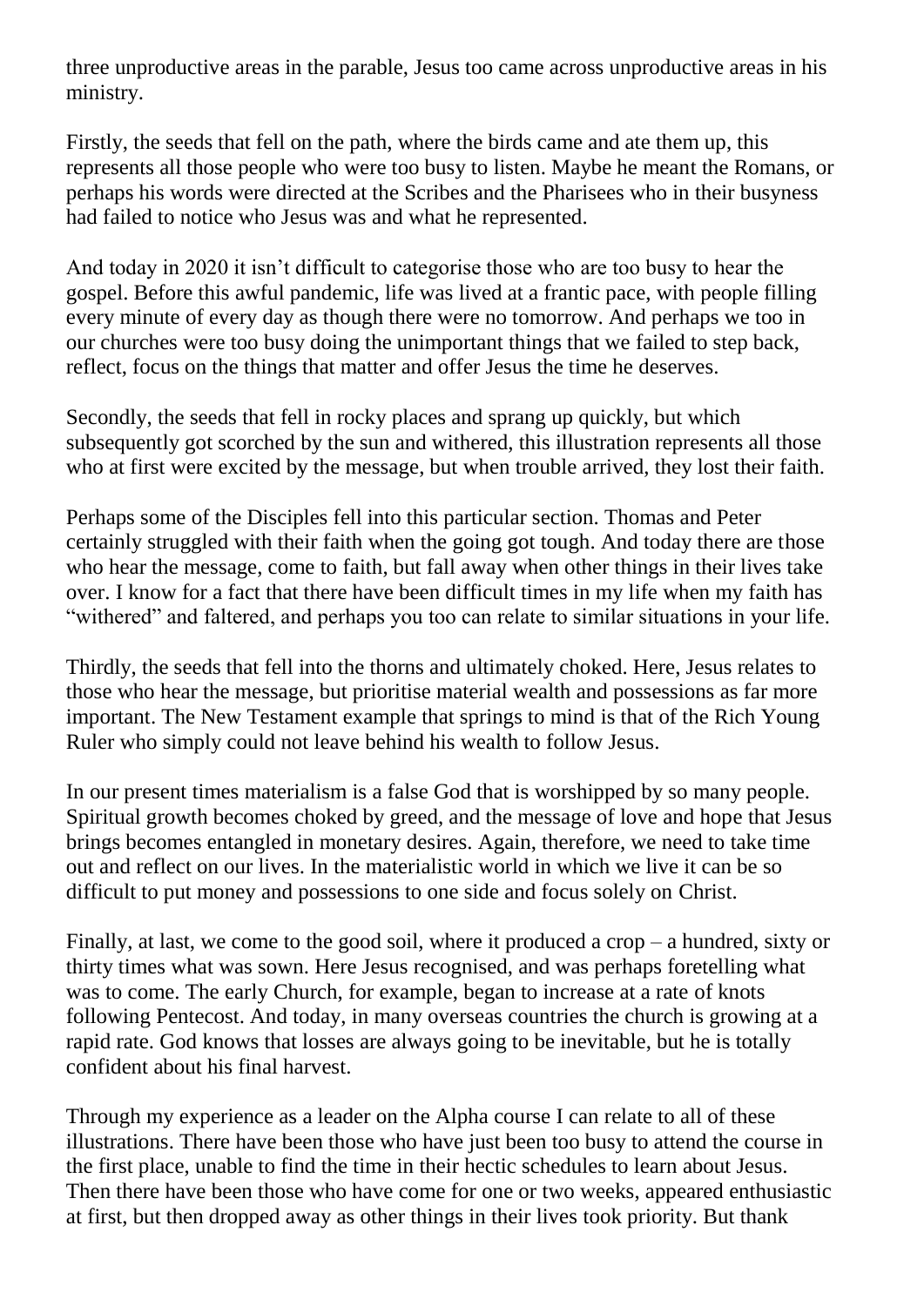three unproductive areas in the parable, Jesus too came across unproductive areas in his ministry.

Firstly, the seeds that fell on the path, where the birds came and ate them up, this represents all those people who were too busy to listen. Maybe he meant the Romans, or perhaps his words were directed at the Scribes and the Pharisees who in their busyness had failed to notice who Jesus was and what he represented.

And today in 2020 it isn't difficult to categorise those who are too busy to hear the gospel. Before this awful pandemic, life was lived at a frantic pace, with people filling every minute of every day as though there were no tomorrow. And perhaps we too in our churches were too busy doing the unimportant things that we failed to step back, reflect, focus on the things that matter and offer Jesus the time he deserves.

Secondly, the seeds that fell in rocky places and sprang up quickly, but which subsequently got scorched by the sun and withered, this illustration represents all those who at first were excited by the message, but when trouble arrived, they lost their faith.

Perhaps some of the Disciples fell into this particular section. Thomas and Peter certainly struggled with their faith when the going got tough. And today there are those who hear the message, come to faith, but fall away when other things in their lives take over. I know for a fact that there have been difficult times in my life when my faith has "withered" and faltered, and perhaps you too can relate to similar situations in your life.

Thirdly, the seeds that fell into the thorns and ultimately choked. Here, Jesus relates to those who hear the message, but prioritise material wealth and possessions as far more important. The New Testament example that springs to mind is that of the Rich Young Ruler who simply could not leave behind his wealth to follow Jesus.

In our present times materialism is a false God that is worshipped by so many people. Spiritual growth becomes choked by greed, and the message of love and hope that Jesus brings becomes entangled in monetary desires. Again, therefore, we need to take time out and reflect on our lives. In the materialistic world in which we live it can be so difficult to put money and possessions to one side and focus solely on Christ.

Finally, at last, we come to the good soil, where it produced a crop – a hundred, sixty or thirty times what was sown. Here Jesus recognised, and was perhaps foretelling what was to come. The early Church, for example, began to increase at a rate of knots following Pentecost. And today, in many overseas countries the church is growing at a rapid rate. God knows that losses are always going to be inevitable, but he is totally confident about his final harvest.

Through my experience as a leader on the Alpha course I can relate to all of these illustrations. There have been those who have just been too busy to attend the course in the first place, unable to find the time in their hectic schedules to learn about Jesus. Then there have been those who have come for one or two weeks, appeared enthusiastic at first, but then dropped away as other things in their lives took priority. But thank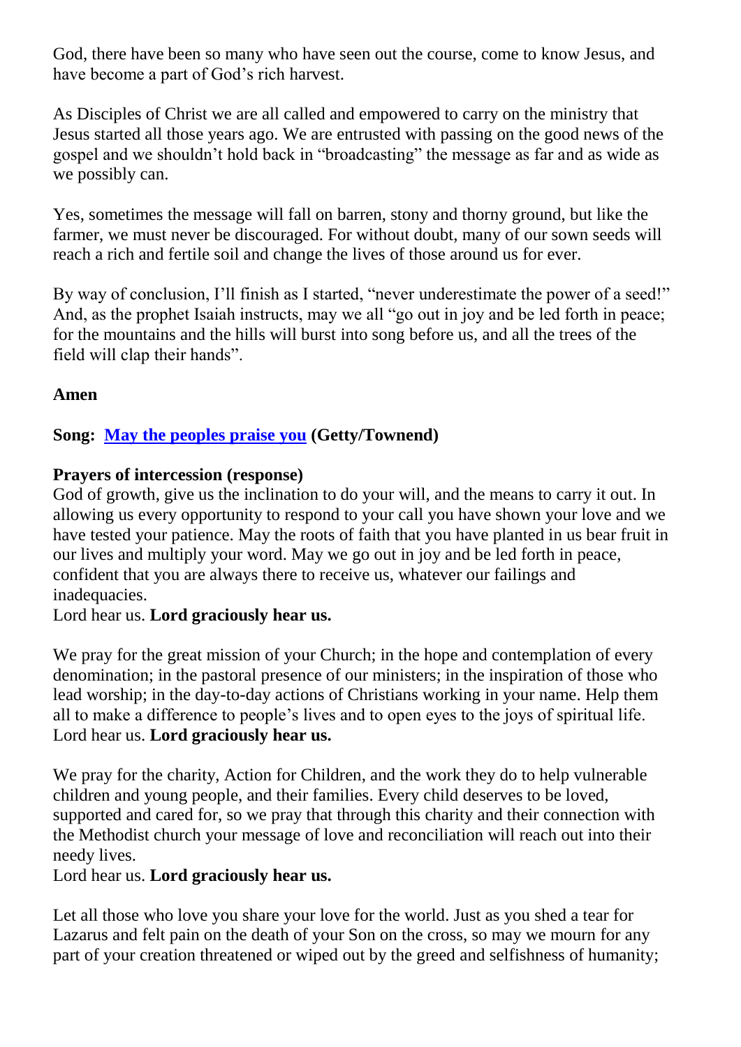God, there have been so many who have seen out the course, come to know Jesus, and have become a part of God's rich harvest.

As Disciples of Christ we are all called and empowered to carry on the ministry that Jesus started all those years ago. We are entrusted with passing on the good news of the gospel and we shouldn't hold back in "broadcasting" the message as far and as wide as we possibly can.

Yes, sometimes the message will fall on barren, stony and thorny ground, but like the farmer, we must never be discouraged. For without doubt, many of our sown seeds will reach a rich and fertile soil and change the lives of those around us for ever.

By way of conclusion, I'll finish as I started, "never underestimate the power of a seed!" And, as the prophet Isaiah instructs, may we all "go out in joy and be led forth in peace; for the mountains and the hills will burst into song before us, and all the trees of the field will clap their hands".

**Amen**

**Song: May the peoples praise you (Getty/Townend)**

**Prayers of intercession (response)**

God of growth, give us the inclination to do your will, and the means to carry it out. In allowing us every opportunity to respond to your call you have shown your love and we have tested your patience. May the roots of faith that you have planted in us bear fruit in our lives and multiply your word. May we go out in joy and be led forth in peace, confident that you are always there to receive us, whatever our failings and inadequacies.
Lord hear us. **Lord graciously hear us.**

We pray for the great mission of your Church; in the hope and contemplation of every denomination; in the pastoral presence of our ministers; in the inspiration of those who lead worship; in the day-to-day actions of Christians working in your name. Help them all to make a difference to people's lives and to open eyes to the joys of spiritual life.
Lord hear us. **Lord graciously hear us.**

We pray for the charity, Action for Children, and the work they do to help vulnerable children and young people, and their families. Every child deserves to be loved, supported and cared for, so we pray that through this charity and their connection with the Methodist church your message of love and reconciliation will reach out into their needy lives.
Lord hear us. **Lord graciously hear us.**

Let all those who love you share your love for the world. Just as you shed a tear for Lazarus and felt pain on the death of your Son on the cross, so may we mourn for any part of your creation threatened or wiped out by the greed and selfishness of humanity;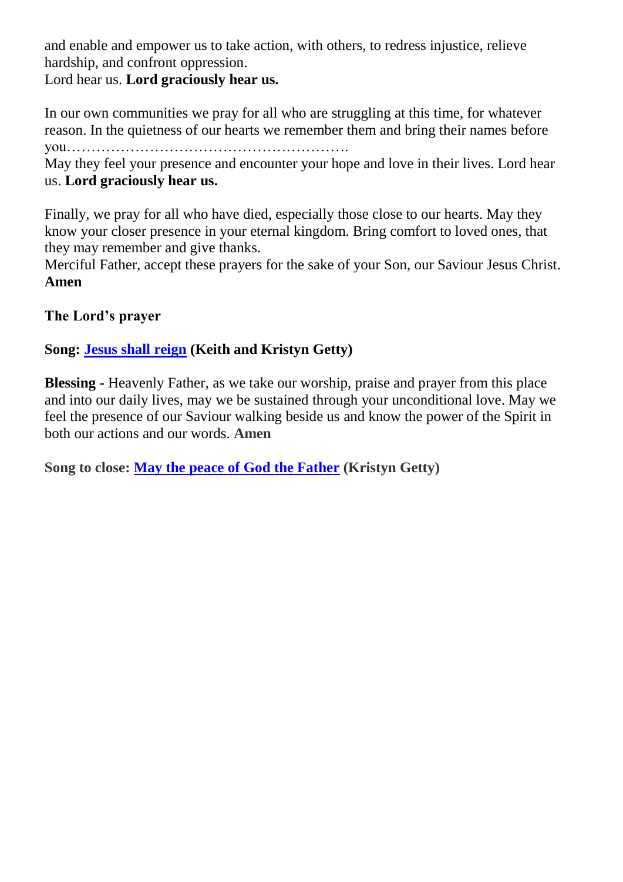and enable and empower us to take action, with others, to redress injustice, relieve hardship, and confront oppression.
Lord hear us. **Lord graciously hear us.**

In our own communities we pray for all who are struggling at this time, for whatever reason. In the quietness of our hearts we remember them and bring their names before you…………………………………………………
May they feel your presence and encounter your hope and love in their lives. Lord hear us. **Lord graciously hear us.**

Finally, we pray for all who have died, especially those close to our hearts. May they know your closer presence in your eternal kingdom. Bring comfort to loved ones, that they may remember and give thanks.
Merciful Father, accept these prayers for the sake of your Son, our Saviour Jesus Christ. **Amen**

**The Lord's prayer**

**Song: Jesus shall reign (Keith and Kristyn Getty)**

**Blessing -** Heavenly Father, as we take our worship, praise and prayer from this place and into our daily lives, may we be sustained through your unconditional love. May we feel the presence of our Saviour walking beside us and know the power of the Spirit in both our actions and our words. **Amen**

**Song to close: May the peace of God the Father (Kristyn Getty)**